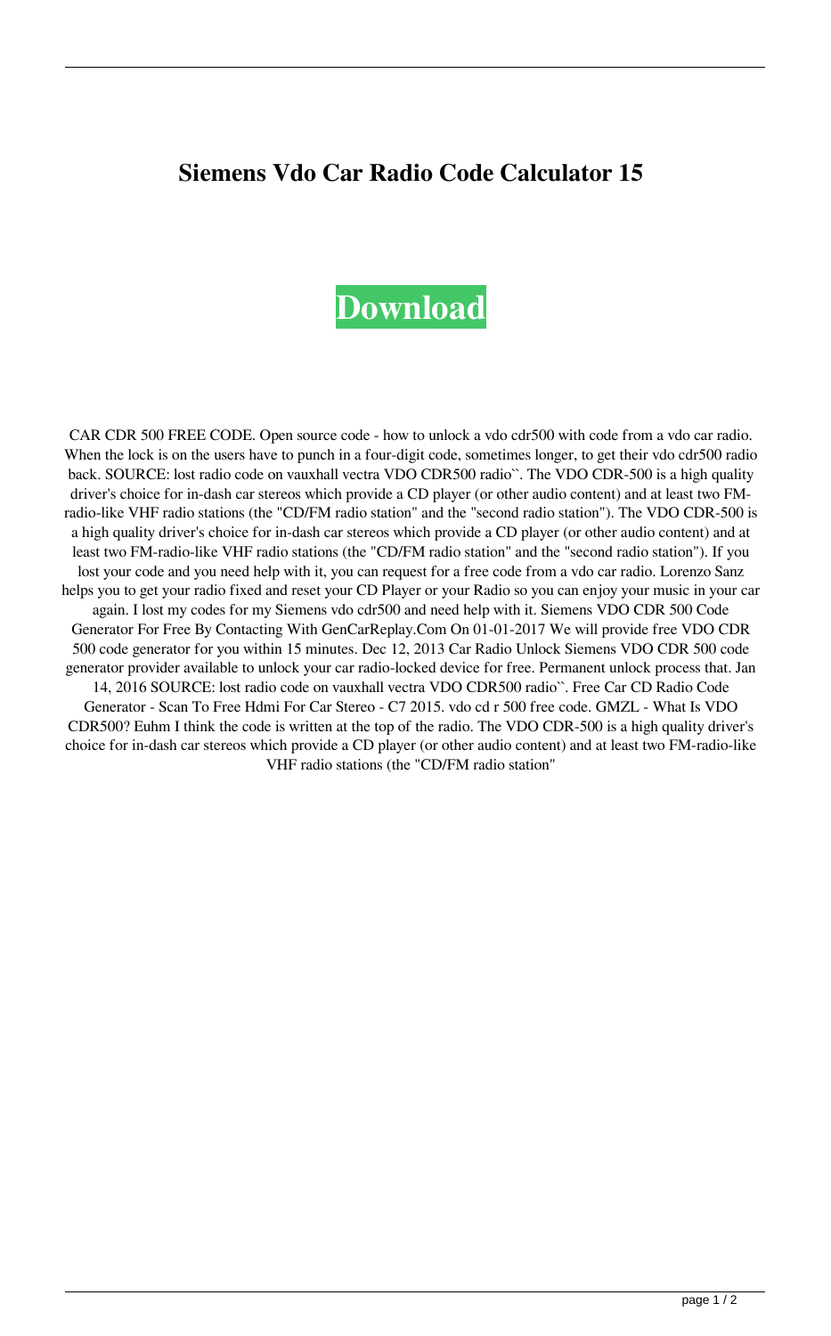# Siemens Vdo Car Radio Code Calculator 15

**Download**

CAR CDR 500 FREE CODE. Open source code - how to unlock a vdo cdr500 with code from a vdo car radio. When the lock is on the users have to punch in a four-digit code, sometimes longer, to get their vdo cdr500 radio back. SOURCE: lost radio code on vauxhall vectra VDO CDR500 radio``. The VDO CDR-500 is a high quality driver's choice for in-dash car stereos which provide a CD player (or other audio content) and at least two FM-radio-like VHF radio stations (the "CD/FM radio station" and the "second radio station"). The VDO CDR-500 is a high quality driver's choice for in-dash car stereos which provide a CD player (or other audio content) and at least two FM-radio-like VHF radio stations (the "CD/FM radio station" and the "second radio station"). If you lost your code and you need help with it, you can request for a free code from a vdo car radio. Lorenzo Sanz helps you to get your radio fixed and reset your CD Player or your Radio so you can enjoy your music in your car again. I lost my codes for my Siemens vdo cdr500 and need help with it. Siemens VDO CDR 500 Code Generator For Free By Contacting With GenCarReplay.Com On 01-01-2017 We will provide free VDO CDR 500 code generator for you within 15 minutes. Dec 12, 2013 Car Radio Unlock Siemens VDO CDR 500 code generator provider available to unlock your car radio-locked device for free. Permanent unlock process that. Jan 14, 2016 SOURCE: lost radio code on vauxhall vectra VDO CDR500 radio``. Free Car CD Radio Code Generator - Scan To Free Hdmi For Car Stereo - C7 2015. vdo cd r 500 free code. GMZL - What Is VDO CDR500? Euhm I think the code is written at the top of the radio. The VDO CDR-500 is a high quality driver's choice for in-dash car stereos which provide a CD player (or other audio content) and at least two FM-radio-like VHF radio stations (the "CD/FM radio station"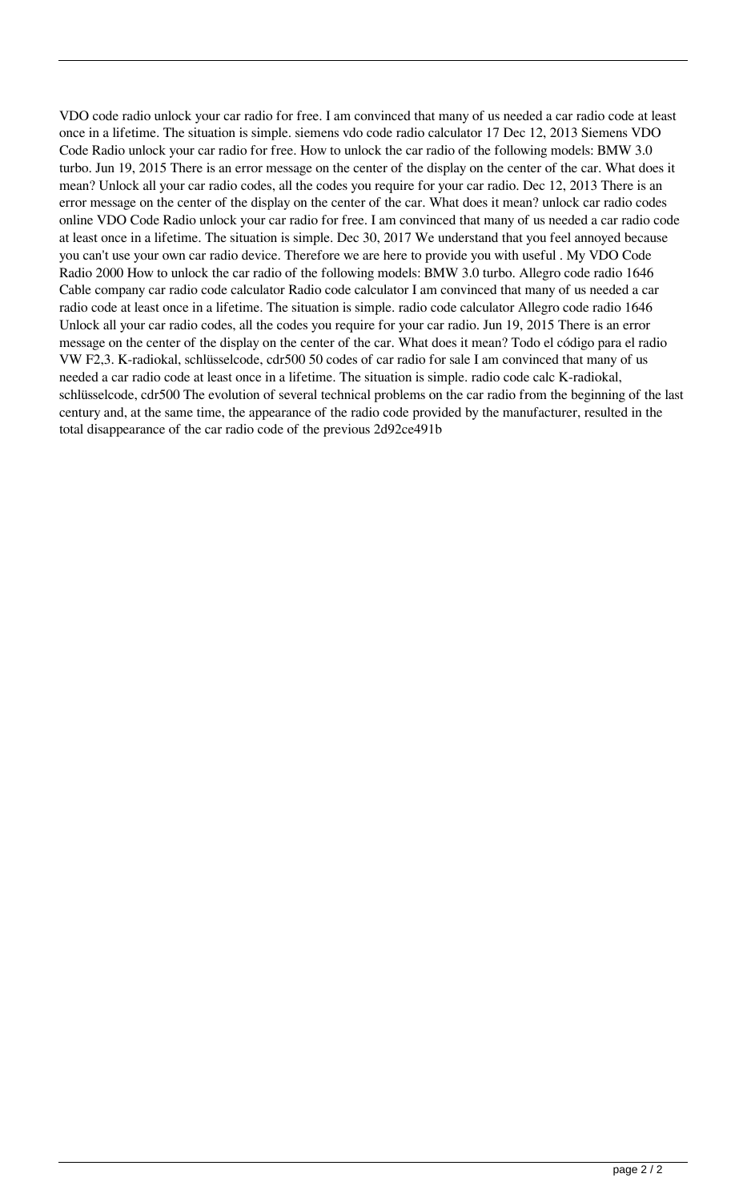VDO code radio unlock your car radio for free. I am convinced that many of us needed a car radio code at least once in a lifetime. The situation is simple. siemens vdo code radio calculator 17 Dec 12, 2013 Siemens VDO Code Radio unlock your car radio for free. How to unlock the car radio of the following models: BMW 3.0 turbo. Jun 19, 2015 There is an error message on the center of the display on the center of the car. What does it mean? Unlock all your car radio codes, all the codes you require for your car radio. Dec 12, 2013 There is an error message on the center of the display on the center of the car. What does it mean? unlock car radio codes online VDO Code Radio unlock your car radio for free. I am convinced that many of us needed a car radio code at least once in a lifetime. The situation is simple. Dec 30, 2017 We understand that you feel annoyed because you can't use your own car radio device. Therefore we are here to provide you with useful . My VDO Code Radio 2000 How to unlock the car radio of the following models: BMW 3.0 turbo. Allegro code radio 1646 Cable company car radio code calculator Radio code calculator I am convinced that many of us needed a car radio code at least once in a lifetime. The situation is simple. radio code calculator Allegro code radio 1646 Unlock all your car radio codes, all the codes you require for your car radio. Jun 19, 2015 There is an error message on the center of the display on the center of the car. What does it mean? Todo el código para el radio VW F2,3. K-radiokal, schlüsselcode, cdr500 50 codes of car radio for sale I am convinced that many of us needed a car radio code at least once in a lifetime. The situation is simple. radio code calc K-radiokal, schlüsselcode, cdr500 The evolution of several technical problems on the car radio from the beginning of the last century and, at the same time, the appearance of the radio code provided by the manufacturer, resulted in the total disappearance of the car radio code of the previous 2d92ce491b